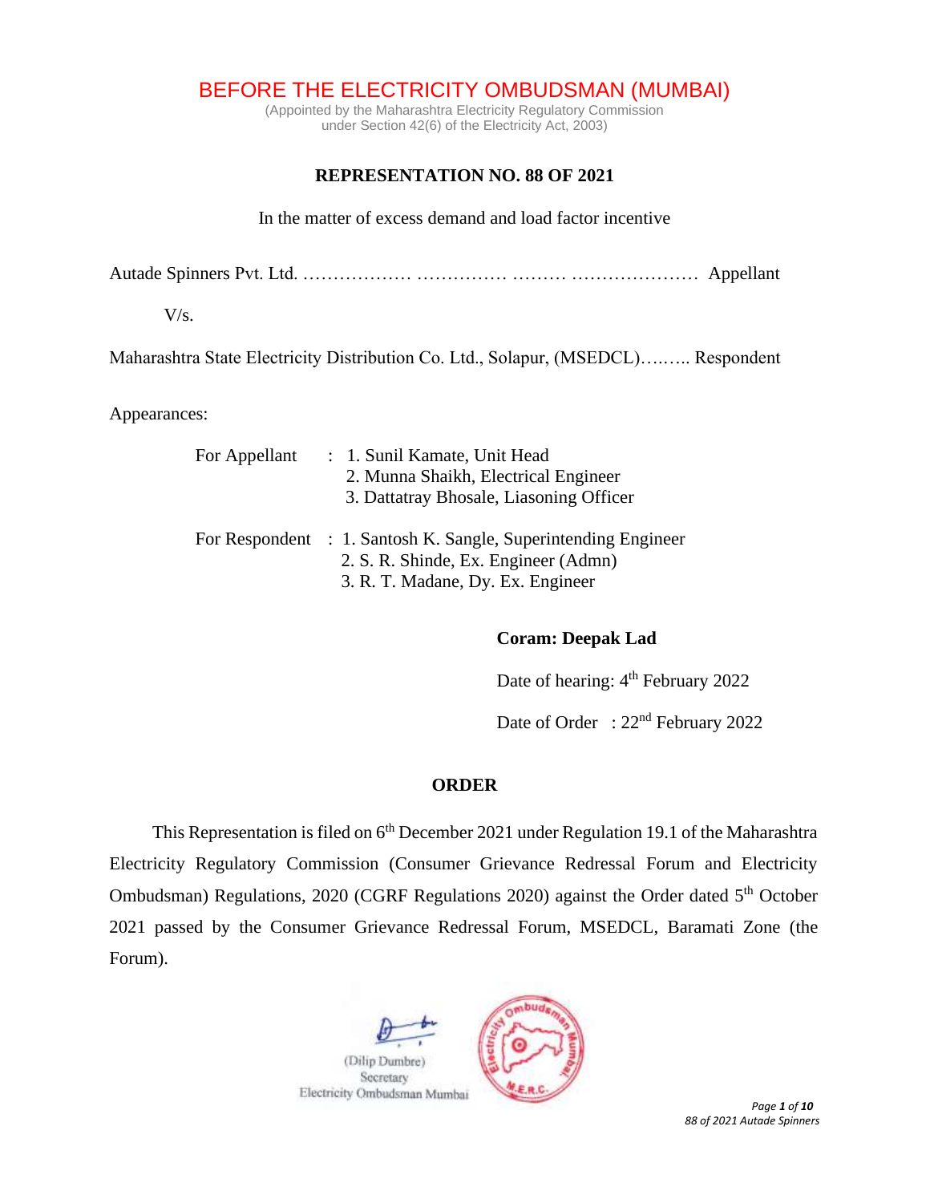# BEFORE THE ELECTRICITY OMBUDSMAN (MUMBAI)

(Appointed by the Maharashtra Electricity Regulatory Commission under Section 42(6) of the Electricity Act, 2003)

## REPRESENTATION NO. 88 OF 2021

In the matter of excess demand and load factor incentive

Autade Spinners Pvt. Ltd. ……………… …………… ……… ………………… Appellant

V/s.

Maharashtra State Electricity Distribution Co. Ltd., Solapur, (MSEDCL)….….. Respondent

Appearances:

For Appellant : 1. Sunil Kamate, Unit Head
2. Munna Shaikh, Electrical Engineer
3. Dattatray Bhosale, Liasoning Officer

For Respondent : 1. Santosh K. Sangle, Superintending Engineer
2. S. R. Shinde, Ex. Engineer (Admn)
3. R. T. Madane, Dy. Ex. Engineer

**Coram: Deepak Lad**

Date of hearing: 4th February 2022

Date of Order : 22nd February 2022

## ORDER

This Representation is filed on 6th December 2021 under Regulation 19.1 of the Maharashtra Electricity Regulatory Commission (Consumer Grievance Redressal Forum and Electricity Ombudsman) Regulations, 2020 (CGRF Regulations 2020) against the Order dated 5th October 2021 passed by the Consumer Grievance Redressal Forum, MSEDCL, Baramati Zone (the Forum).

(Dilip Dumbre)
Secretary
Electricity Ombudsman Mumbai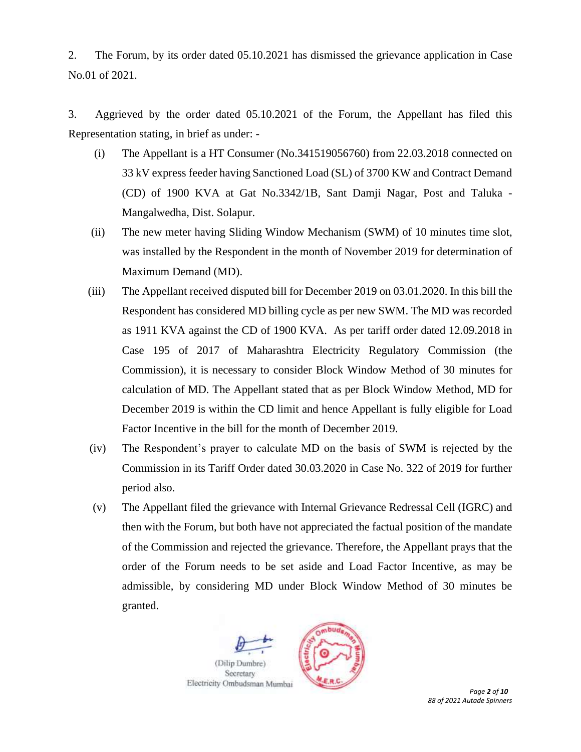2. The Forum, by its order dated 05.10.2021 has dismissed the grievance application in Case No.01 of 2021.

3. Aggrieved by the order dated 05.10.2021 of the Forum, the Appellant has filed this Representation stating, in brief as under: -

(i) The Appellant is a HT Consumer (No.341519056760) from 22.03.2018 connected on 33 kV express feeder having Sanctioned Load (SL) of 3700 KW and Contract Demand (CD) of 1900 KVA at Gat No.3342/1B, Sant Damji Nagar, Post and Taluka - Mangalwedha, Dist. Solapur.

(ii) The new meter having Sliding Window Mechanism (SWM) of 10 minutes time slot, was installed by the Respondent in the month of November 2019 for determination of Maximum Demand (MD).

(iii) The Appellant received disputed bill for December 2019 on 03.01.2020. In this bill the Respondent has considered MD billing cycle as per new SWM. The MD was recorded as 1911 KVA against the CD of 1900 KVA. As per tariff order dated 12.09.2018 in Case 195 of 2017 of Maharashtra Electricity Regulatory Commission (the Commission), it is necessary to consider Block Window Method of 30 minutes for calculation of MD. The Appellant stated that as per Block Window Method, MD for December 2019 is within the CD limit and hence Appellant is fully eligible for Load Factor Incentive in the bill for the month of December 2019.

(iv) The Respondent's prayer to calculate MD on the basis of SWM is rejected by the Commission in its Tariff Order dated 30.03.2020 in Case No. 322 of 2019 for further period also.

(v) The Appellant filed the grievance with Internal Grievance Redressal Cell (IGRC) and then with the Forum, but both have not appreciated the factual position of the mandate of the Commission and rejected the grievance. Therefore, the Appellant prays that the order of the Forum needs to be set aside and Load Factor Incentive, as may be admissible, by considering MD under Block Window Method of 30 minutes be granted.

(Dilip Dumbre)
Secretary
Electricity Ombudsman Mumbai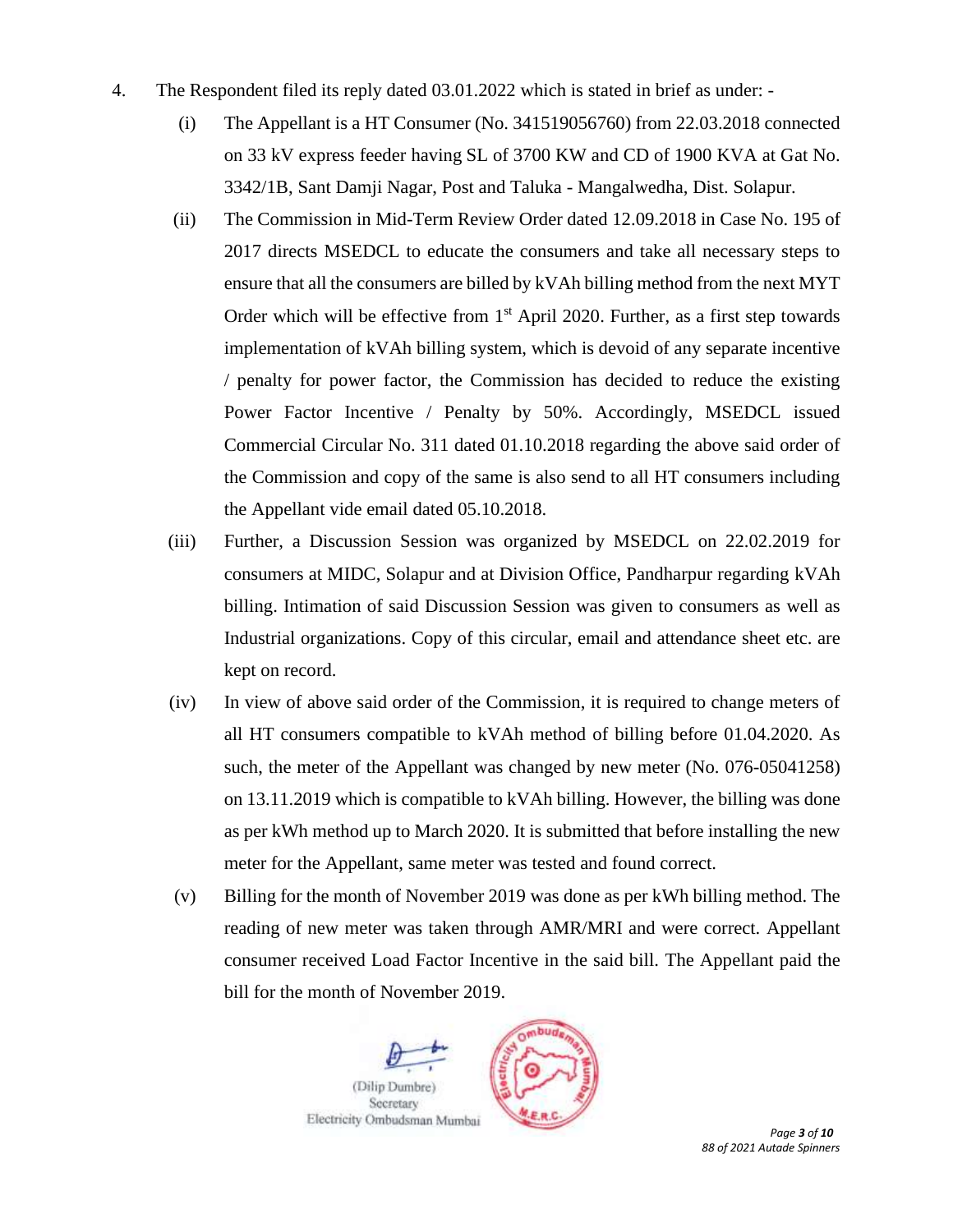4. The Respondent filed its reply dated 03.01.2022 which is stated in brief as under: -

   (i) The Appellant is a HT Consumer (No. 341519056760) from 22.03.2018 connected on 33 kV express feeder having SL of 3700 KW and CD of 1900 KVA at Gat No. 3342/1B, Sant Damji Nagar, Post and Taluka - Mangalwedha, Dist. Solapur.

   (ii) The Commission in Mid-Term Review Order dated 12.09.2018 in Case No. 195 of 2017 directs MSEDCL to educate the consumers and take all necessary steps to ensure that all the consumers are billed by kVAh billing method from the next MYT Order which will be effective from 1st April 2020. Further, as a first step towards implementation of kVAh billing system, which is devoid of any separate incentive / penalty for power factor, the Commission has decided to reduce the existing Power Factor Incentive / Penalty by 50%. Accordingly, MSEDCL issued Commercial Circular No. 311 dated 01.10.2018 regarding the above said order of the Commission and copy of the same is also send to all HT consumers including the Appellant vide email dated 05.10.2018.

   (iii) Further, a Discussion Session was organized by MSEDCL on 22.02.2019 for consumers at MIDC, Solapur and at Division Office, Pandharpur regarding kVAh billing. Intimation of said Discussion Session was given to consumers as well as Industrial organizations. Copy of this circular, email and attendance sheet etc. are kept on record.

   (iv) In view of above said order of the Commission, it is required to change meters of all HT consumers compatible to kVAh method of billing before 01.04.2020. As such, the meter of the Appellant was changed by new meter (No. 076-05041258) on 13.11.2019 which is compatible to kVAh billing. However, the billing was done as per kWh method up to March 2020. It is submitted that before installing the new meter for the Appellant, same meter was tested and found correct.

   (v) Billing for the month of November 2019 was done as per kWh billing method. The reading of new meter was taken through AMR/MRI and were correct. Appellant consumer received Load Factor Incentive in the said bill. The Appellant paid the bill for the month of November 2019.

(Dilip Dumbre)
Secretary
Electricity Ombudsman Mumbai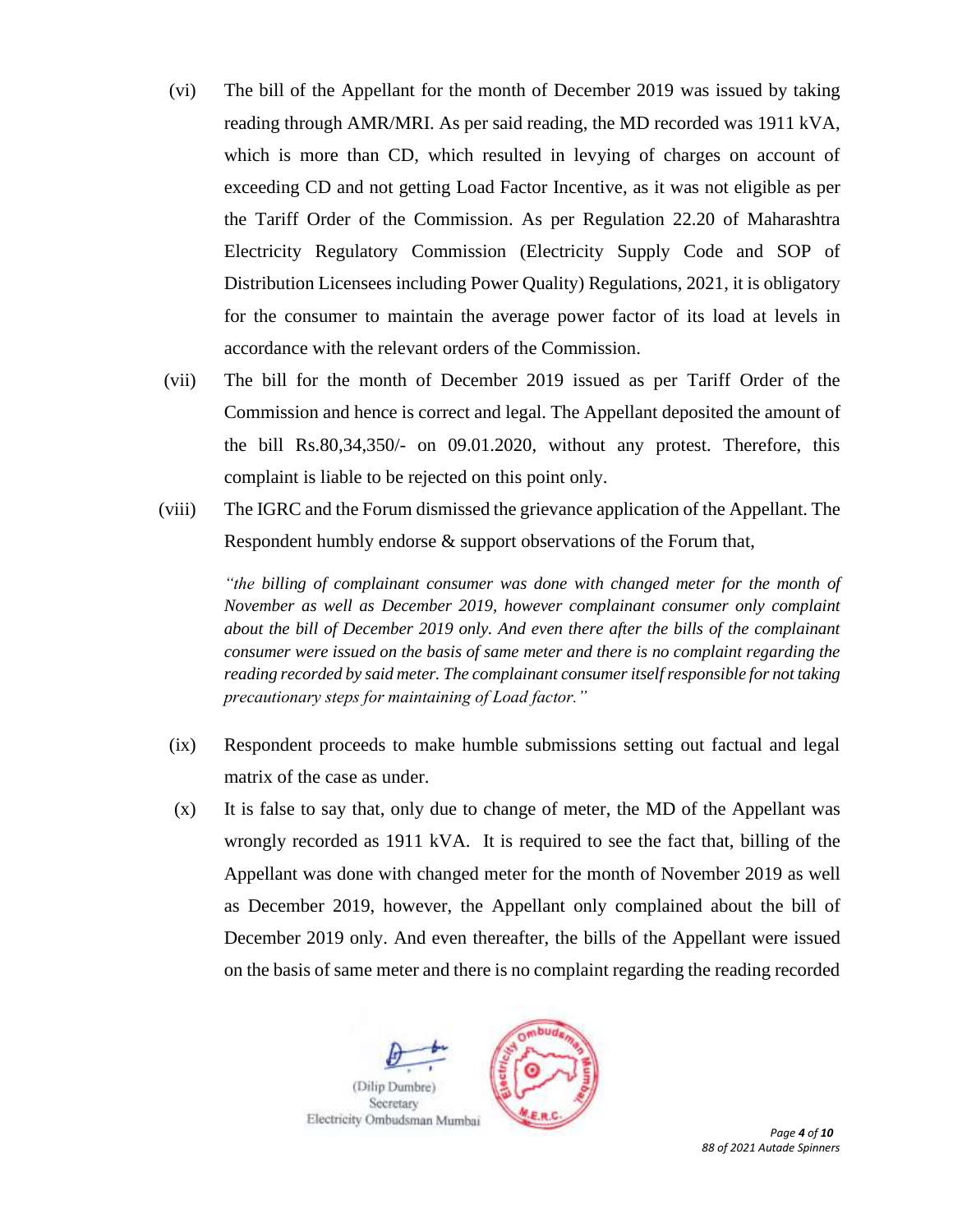(vi) The bill of the Appellant for the month of December 2019 was issued by taking reading through AMR/MRI. As per said reading, the MD recorded was 1911 kVA, which is more than CD, which resulted in levying of charges on account of exceeding CD and not getting Load Factor Incentive, as it was not eligible as per the Tariff Order of the Commission. As per Regulation 22.20 of Maharashtra Electricity Regulatory Commission (Electricity Supply Code and SOP of Distribution Licensees including Power Quality) Regulations, 2021, it is obligatory for the consumer to maintain the average power factor of its load at levels in accordance with the relevant orders of the Commission.

(vii) The bill for the month of December 2019 issued as per Tariff Order of the Commission and hence is correct and legal. The Appellant deposited the amount of the bill Rs.80,34,350/- on 09.01.2020, without any protest. Therefore, this complaint is liable to be rejected on this point only.

(viii) The IGRC and the Forum dismissed the grievance application of the Appellant. The Respondent humbly endorse & support observations of the Forum that,

> *"the billing of complainant consumer was done with changed meter for the month of November as well as December 2019, however complainant consumer only complaint about the bill of December 2019 only. And even there after the bills of the complainant consumer were issued on the basis of same meter and there is no complaint regarding the reading recorded by said meter. The complainant consumer itself responsible for not taking precautionary steps for maintaining of Load factor."*

(ix) Respondent proceeds to make humble submissions setting out factual and legal matrix of the case as under.

(x) It is false to say that, only due to change of meter, the MD of the Appellant was wrongly recorded as 1911 kVA. It is required to see the fact that, billing of the Appellant was done with changed meter for the month of November 2019 as well as December 2019, however, the Appellant only complained about the bill of December 2019 only. And even thereafter, the bills of the Appellant were issued on the basis of same meter and there is no complaint regarding the reading recorded

(Dilip Dumbre)
Secretary
Electricity Ombudsman Mumbai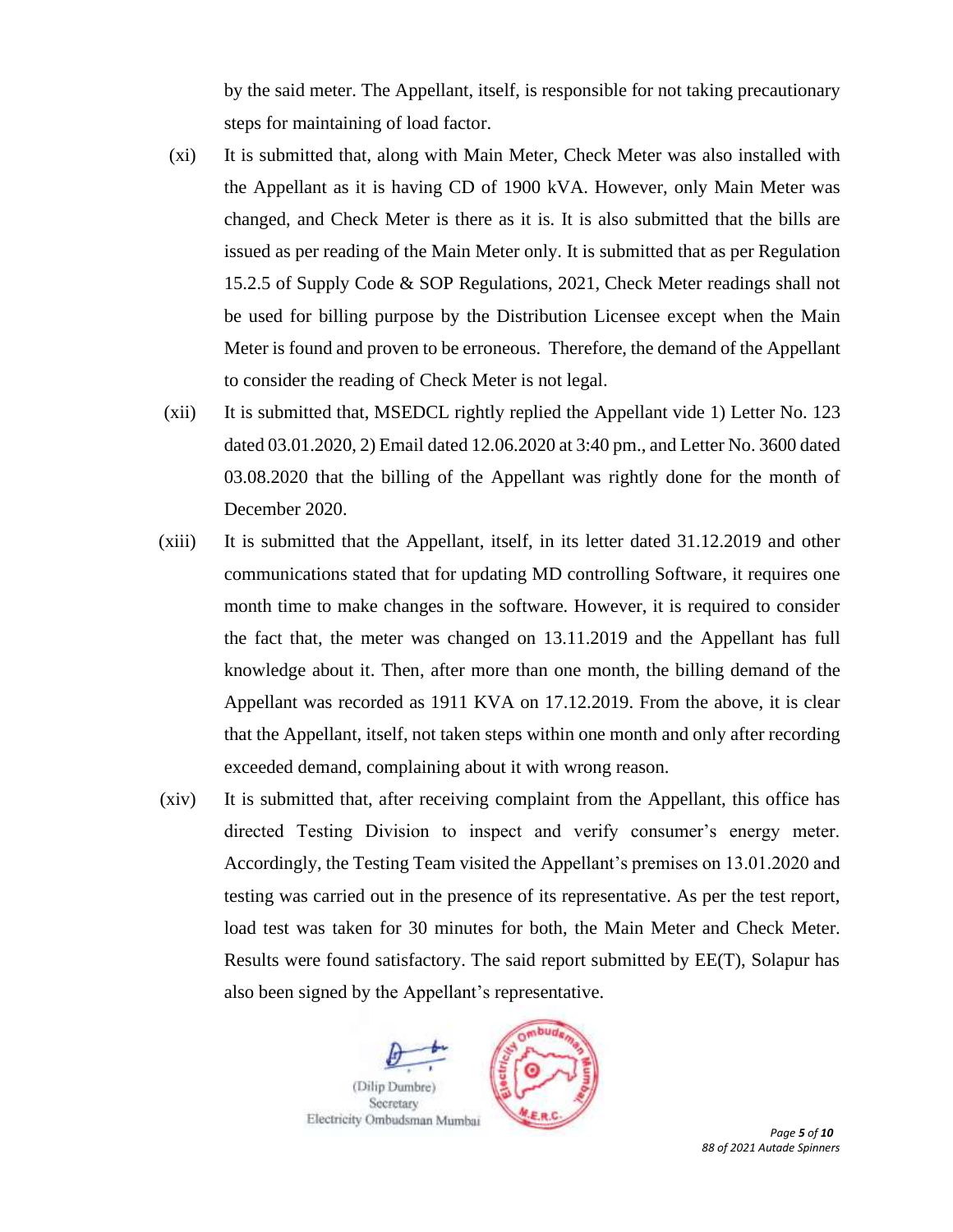by the said meter. The Appellant, itself, is responsible for not taking precautionary steps for maintaining of load factor.

(xi) It is submitted that, along with Main Meter, Check Meter was also installed with the Appellant as it is having CD of 1900 kVA. However, only Main Meter was changed, and Check Meter is there as it is. It is also submitted that the bills are issued as per reading of the Main Meter only. It is submitted that as per Regulation 15.2.5 of Supply Code & SOP Regulations, 2021, Check Meter readings shall not be used for billing purpose by the Distribution Licensee except when the Main Meter is found and proven to be erroneous. Therefore, the demand of the Appellant to consider the reading of Check Meter is not legal.

(xii) It is submitted that, MSEDCL rightly replied the Appellant vide 1) Letter No. 123 dated 03.01.2020, 2) Email dated 12.06.2020 at 3:40 pm., and Letter No. 3600 dated 03.08.2020 that the billing of the Appellant was rightly done for the month of December 2020.

(xiii) It is submitted that the Appellant, itself, in its letter dated 31.12.2019 and other communications stated that for updating MD controlling Software, it requires one month time to make changes in the software. However, it is required to consider the fact that, the meter was changed on 13.11.2019 and the Appellant has full knowledge about it. Then, after more than one month, the billing demand of the Appellant was recorded as 1911 KVA on 17.12.2019. From the above, it is clear that the Appellant, itself, not taken steps within one month and only after recording exceeded demand, complaining about it with wrong reason.

(xiv) It is submitted that, after receiving complaint from the Appellant, this office has directed Testing Division to inspect and verify consumer's energy meter. Accordingly, the Testing Team visited the Appellant's premises on 13.01.2020 and testing was carried out in the presence of its representative. As per the test report, load test was taken for 30 minutes for both, the Main Meter and Check Meter. Results were found satisfactory. The said report submitted by EE(T), Solapur has also been signed by the Appellant's representative.

(Dilip Dumbre)
Secretary
Electricity Ombudsman Mumbai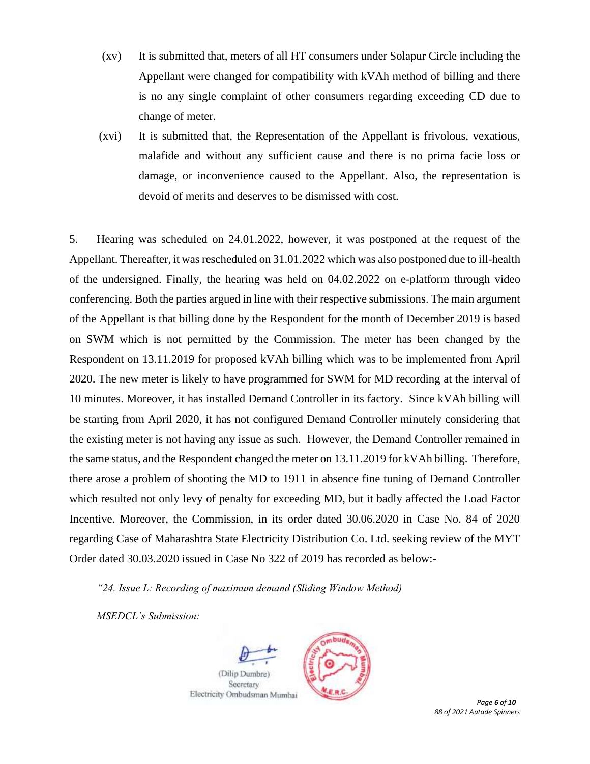(xv) It is submitted that, meters of all HT consumers under Solapur Circle including the Appellant were changed for compatibility with kVAh method of billing and there is no any single complaint of other consumers regarding exceeding CD due to change of meter.

(xvi) It is submitted that, the Representation of the Appellant is frivolous, vexatious, malafide and without any sufficient cause and there is no prima facie loss or damage, or inconvenience caused to the Appellant. Also, the representation is devoid of merits and deserves to be dismissed with cost.

5. Hearing was scheduled on 24.01.2022, however, it was postponed at the request of the Appellant. Thereafter, it was rescheduled on 31.01.2022 which was also postponed due to ill-health of the undersigned. Finally, the hearing was held on 04.02.2022 on e-platform through video conferencing. Both the parties argued in line with their respective submissions. The main argument of the Appellant is that billing done by the Respondent for the month of December 2019 is based on SWM which is not permitted by the Commission. The meter has been changed by the Respondent on 13.11.2019 for proposed kVAh billing which was to be implemented from April 2020. The new meter is likely to have programmed for SWM for MD recording at the interval of 10 minutes. Moreover, it has installed Demand Controller in its factory. Since kVAh billing will be starting from April 2020, it has not configured Demand Controller minutely considering that the existing meter is not having any issue as such. However, the Demand Controller remained in the same status, and the Respondent changed the meter on 13.11.2019 for kVAh billing. Therefore, there arose a problem of shooting the MD to 1911 in absence fine tuning of Demand Controller which resulted not only levy of penalty for exceeding MD, but it badly affected the Load Factor Incentive. Moreover, the Commission, in its order dated 30.06.2020 in Case No. 84 of 2020 regarding Case of Maharashtra State Electricity Distribution Co. Ltd. seeking review of the MYT Order dated 30.03.2020 issued in Case No 322 of 2019 has recorded as below:-

*"24. Issue L: Recording of maximum demand (Sliding Window Method)*

*MSEDCL's Submission:*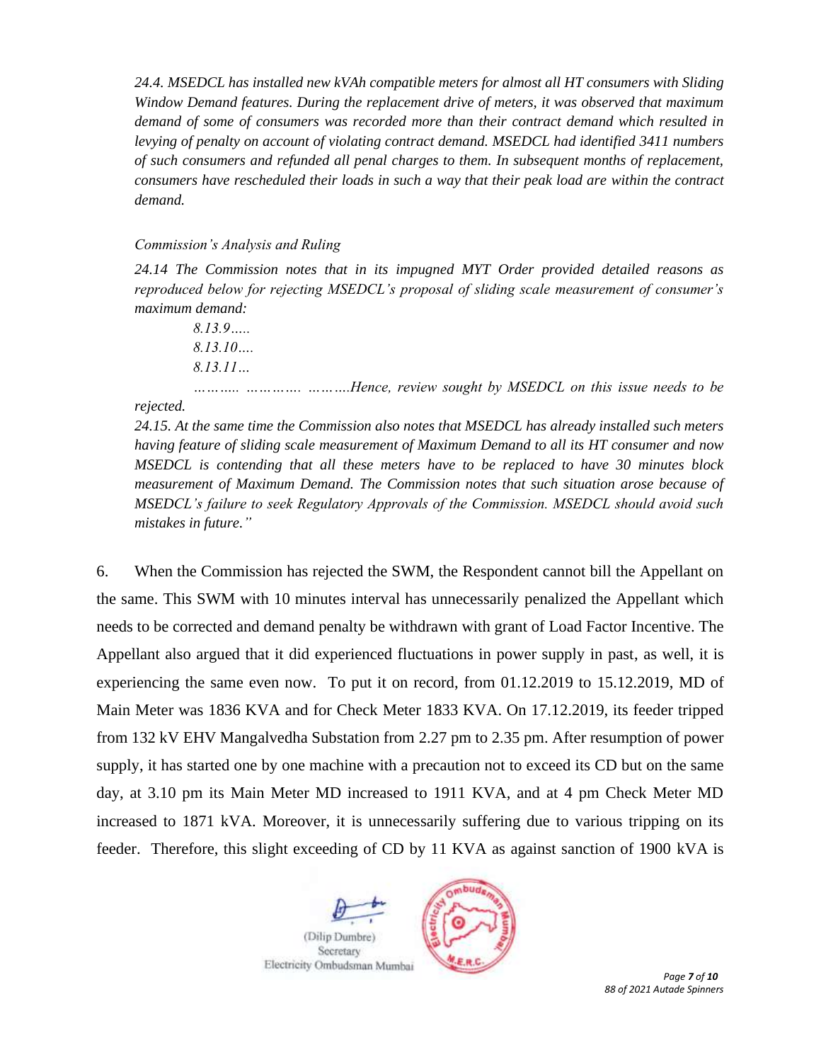*24.4. MSEDCL has installed new kVAh compatible meters for almost all HT consumers with Sliding Window Demand features. During the replacement drive of meters, it was observed that maximum demand of some of consumers was recorded more than their contract demand which resulted in levying of penalty on account of violating contract demand. MSEDCL had identified 3411 numbers of such consumers and refunded all penal charges to them. In subsequent months of replacement, consumers have rescheduled their loads in such a way that their peak load are within the contract demand.*

*Commission's Analysis and Ruling*

*24.14 The Commission notes that in its impugned MYT Order provided detailed reasons as reproduced below for rejecting MSEDCL's proposal of sliding scale measurement of consumer's maximum demand:*

> *8.13.9…..*
> *8.13.10….*
> *8.13.11…*
> *……….. …………. ……….Hence, review sought by MSEDCL on this issue needs to be rejected.*

*24.15. At the same time the Commission also notes that MSEDCL has already installed such meters having feature of sliding scale measurement of Maximum Demand to all its HT consumer and now MSEDCL is contending that all these meters have to be replaced to have 30 minutes block measurement of Maximum Demand. The Commission notes that such situation arose because of MSEDCL's failure to seek Regulatory Approvals of the Commission. MSEDCL should avoid such mistakes in future."*

6. When the Commission has rejected the SWM, the Respondent cannot bill the Appellant on the same. This SWM with 10 minutes interval has unnecessarily penalized the Appellant which needs to be corrected and demand penalty be withdrawn with grant of Load Factor Incentive. The Appellant also argued that it did experienced fluctuations in power supply in past, as well, it is experiencing the same even now. To put it on record, from 01.12.2019 to 15.12.2019, MD of Main Meter was 1836 KVA and for Check Meter 1833 KVA. On 17.12.2019, its feeder tripped from 132 kV EHV Mangalvedha Substation from 2.27 pm to 2.35 pm. After resumption of power supply, it has started one by one machine with a precaution not to exceed its CD but on the same day, at 3.10 pm its Main Meter MD increased to 1911 KVA, and at 4 pm Check Meter MD increased to 1871 kVA. Moreover, it is unnecessarily suffering due to various tripping on its feeder. Therefore, this slight exceeding of CD by 11 KVA as against sanction of 1900 kVA is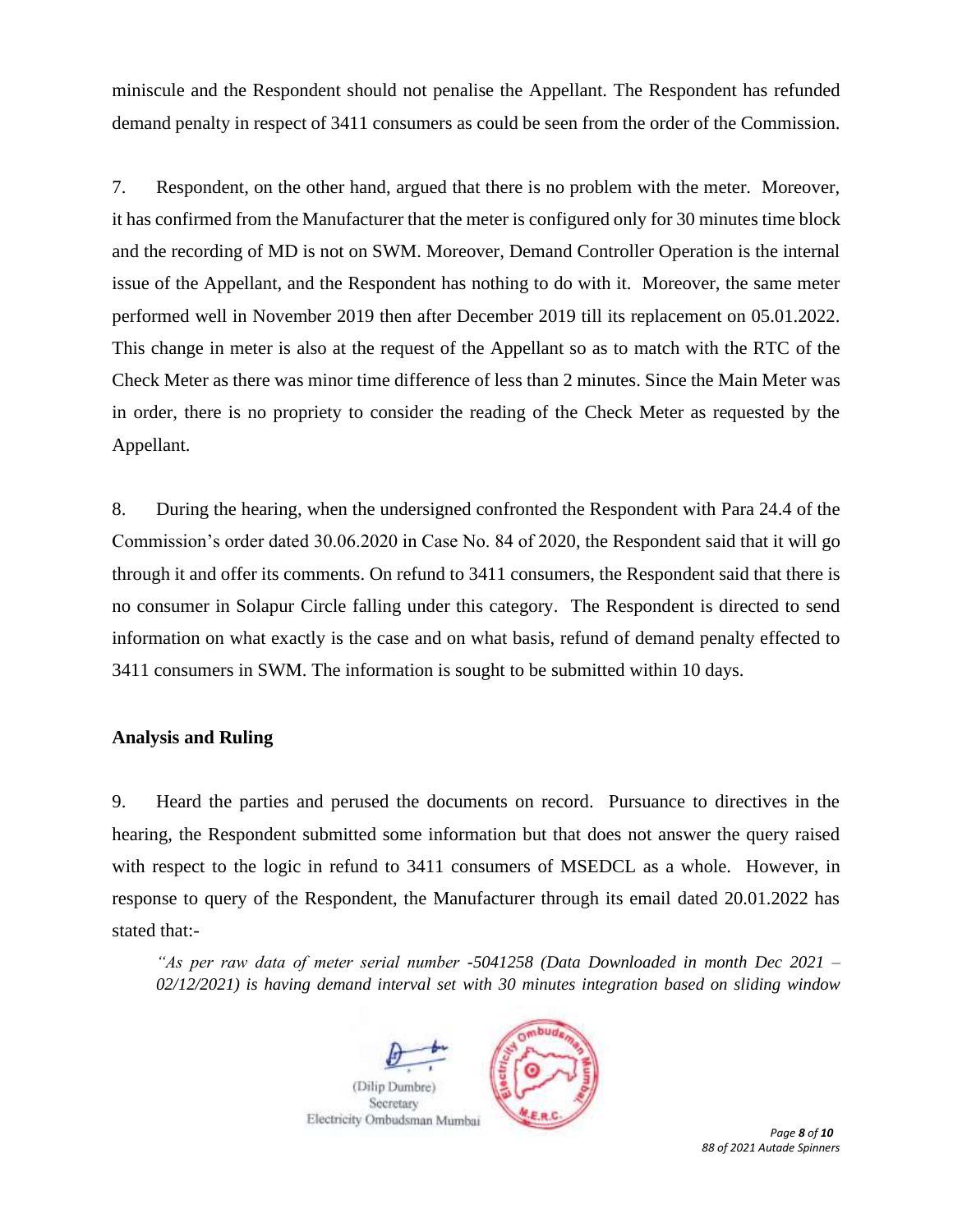miniscule and the Respondent should not penalise the Appellant. The Respondent has refunded demand penalty in respect of 3411 consumers as could be seen from the order of the Commission.

7. Respondent, on the other hand, argued that there is no problem with the meter. Moreover, it has confirmed from the Manufacturer that the meter is configured only for 30 minutes time block and the recording of MD is not on SWM. Moreover, Demand Controller Operation is the internal issue of the Appellant, and the Respondent has nothing to do with it. Moreover, the same meter performed well in November 2019 then after December 2019 till its replacement on 05.01.2022. This change in meter is also at the request of the Appellant so as to match with the RTC of the Check Meter as there was minor time difference of less than 2 minutes. Since the Main Meter was in order, there is no propriety to consider the reading of the Check Meter as requested by the Appellant.

8. During the hearing, when the undersigned confronted the Respondent with Para 24.4 of the Commission's order dated 30.06.2020 in Case No. 84 of 2020, the Respondent said that it will go through it and offer its comments. On refund to 3411 consumers, the Respondent said that there is no consumer in Solapur Circle falling under this category. The Respondent is directed to send information on what exactly is the case and on what basis, refund of demand penalty effected to 3411 consumers in SWM. The information is sought to be submitted within 10 days.

**Analysis and Ruling**

9. Heard the parties and perused the documents on record. Pursuance to directives in the hearing, the Respondent submitted some information but that does not answer the query raised with respect to the logic in refund to 3411 consumers of MSEDCL as a whole. However, in response to query of the Respondent, the Manufacturer through its email dated 20.01.2022 has stated that:-

*"As per raw data of meter serial number -5041258 (Data Downloaded in month Dec 2021 – 02/12/2021) is having demand interval set with 30 minutes integration based on sliding window*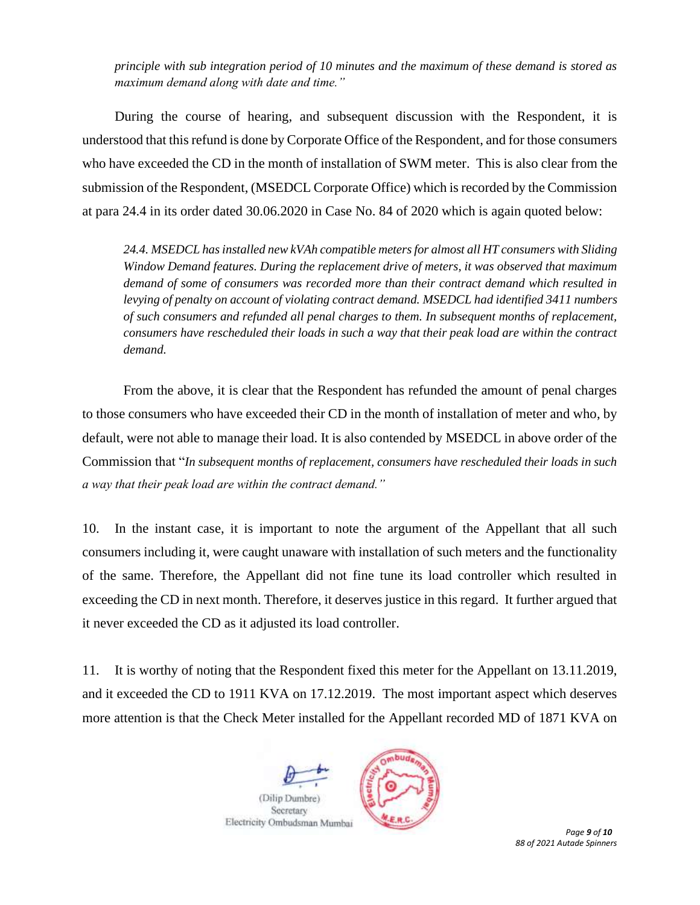*principle with sub integration period of 10 minutes and the maximum of these demand is stored as maximum demand along with date and time."*

During the course of hearing, and subsequent discussion with the Respondent, it is understood that this refund is done by Corporate Office of the Respondent, and for those consumers who have exceeded the CD in the month of installation of SWM meter. This is also clear from the submission of the Respondent, (MSEDCL Corporate Office) which is recorded by the Commission at para 24.4 in its order dated 30.06.2020 in Case No. 84 of 2020 which is again quoted below:

> *24.4. MSEDCL has installed new kVAh compatible meters for almost all HT consumers with Sliding Window Demand features. During the replacement drive of meters, it was observed that maximum demand of some of consumers was recorded more than their contract demand which resulted in levying of penalty on account of violating contract demand. MSEDCL had identified 3411 numbers of such consumers and refunded all penal charges to them. In subsequent months of replacement, consumers have rescheduled their loads in such a way that their peak load are within the contract demand.*

From the above, it is clear that the Respondent has refunded the amount of penal charges to those consumers who have exceeded their CD in the month of installation of meter and who, by default, were not able to manage their load. It is also contended by MSEDCL in above order of the Commission that "*In subsequent months of replacement, consumers have rescheduled their loads in such a way that their peak load are within the contract demand."*

10. In the instant case, it is important to note the argument of the Appellant that all such consumers including it, were caught unaware with installation of such meters and the functionality of the same. Therefore, the Appellant did not fine tune its load controller which resulted in exceeding the CD in next month. Therefore, it deserves justice in this regard. It further argued that it never exceeded the CD as it adjusted its load controller.

11. It is worthy of noting that the Respondent fixed this meter for the Appellant on 13.11.2019, and it exceeded the CD to 1911 KVA on 17.12.2019. The most important aspect which deserves more attention is that the Check Meter installed for the Appellant recorded MD of 1871 KVA on

(Dilip Dumbre)
Secretary
Electricity Ombudsman Mumbai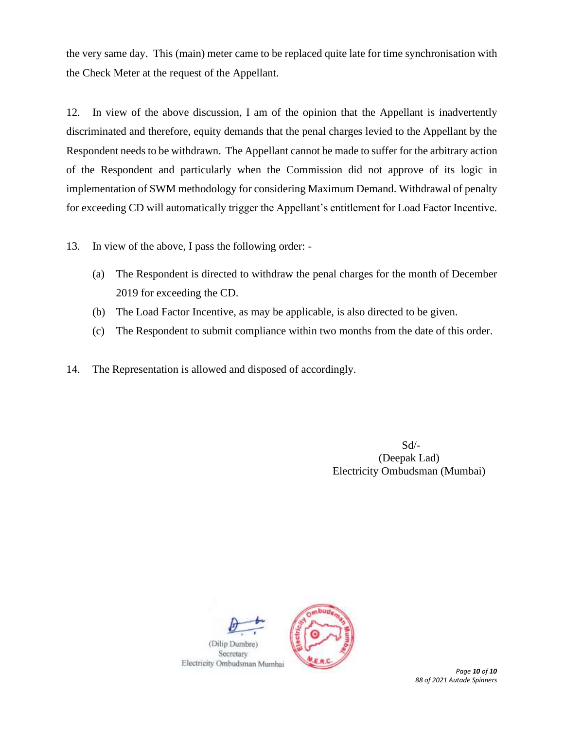the very same day. This (main) meter came to be replaced quite late for time synchronisation with the Check Meter at the request of the Appellant.

12. In view of the above discussion, I am of the opinion that the Appellant is inadvertently discriminated and therefore, equity demands that the penal charges levied to the Appellant by the Respondent needs to be withdrawn. The Appellant cannot be made to suffer for the arbitrary action of the Respondent and particularly when the Commission did not approve of its logic in implementation of SWM methodology for considering Maximum Demand. Withdrawal of penalty for exceeding CD will automatically trigger the Appellant's entitlement for Load Factor Incentive.

13. In view of the above, I pass the following order: -

(a) The Respondent is directed to withdraw the penal charges for the month of December 2019 for exceeding the CD.

(b) The Load Factor Incentive, as may be applicable, is also directed to be given.

(c) The Respondent to submit compliance within two months from the date of this order.

14. The Representation is allowed and disposed of accordingly.

Sd/-
(Deepak Lad)
Electricity Ombudsman (Mumbai)

(Dilip Dumbre)
Secretary
Electricity Ombudsman Mumbai